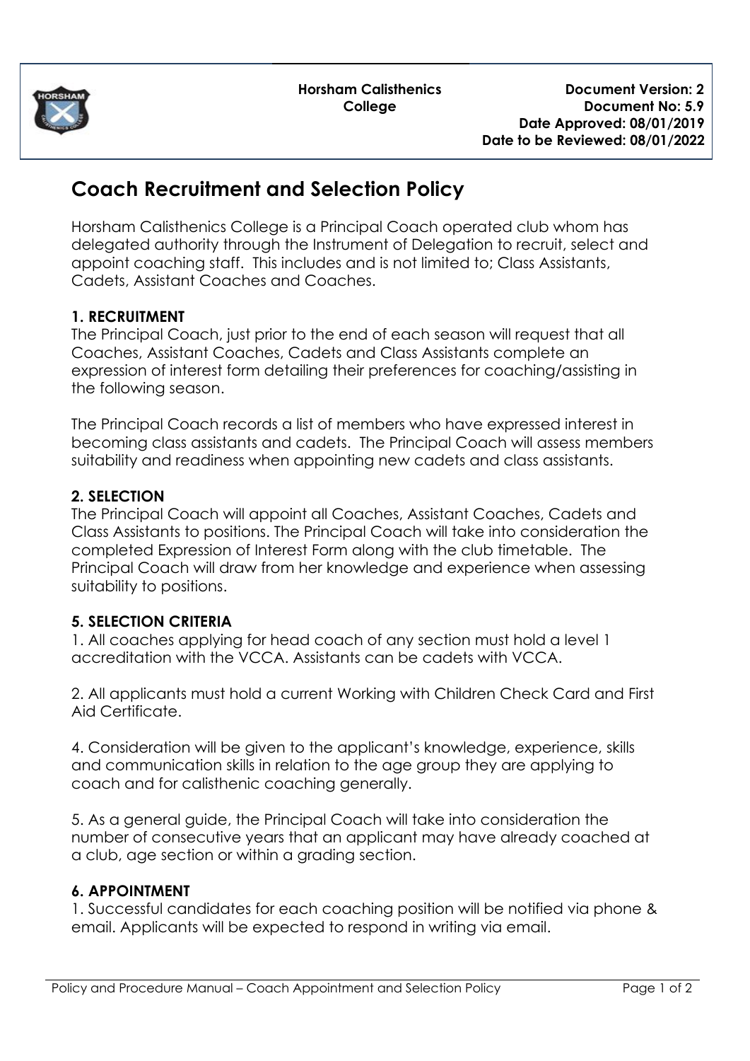Horsham Calisthenics College

**Document Version: 2**
**Document No: 5.9**
**Date Approved: 08/01/2019**
**Date to be Reviewed: 08/01/2022**

# Coach Recruitment and Selection Policy

Horsham Calisthenics College is a Principal Coach operated club whom has delegated authority through the Instrument of Delegation to recruit, select and appoint coaching staff. This includes and is not limited to; Class Assistants, Cadets, Assistant Coaches and Coaches.

**1. RECRUITMENT**

The Principal Coach, just prior to the end of each season will request that all Coaches, Assistant Coaches, Cadets and Class Assistants complete an expression of interest form detailing their preferences for coaching/assisting in the following season.

The Principal Coach records a list of members who have expressed interest in becoming class assistants and cadets. The Principal Coach will assess members suitability and readiness when appointing new cadets and class assistants.

**2. SELECTION**

The Principal Coach will appoint all Coaches, Assistant Coaches, Cadets and Class Assistants to positions. The Principal Coach will take into consideration the completed Expression of Interest Form along with the club timetable. The Principal Coach will draw from her knowledge and experience when assessing suitability to positions.

**5. SELECTION CRITERIA**

1. All coaches applying for head coach of any section must hold a level 1 accreditation with the VCCA. Assistants can be cadets with VCCA.

2. All applicants must hold a current Working with Children Check Card and First Aid Certificate.

4. Consideration will be given to the applicant's knowledge, experience, skills and communication skills in relation to the age group they are applying to coach and for calisthenic coaching generally.

5. As a general guide, the Principal Coach will take into consideration the number of consecutive years that an applicant may have already coached at a club, age section or within a grading section.

**6. APPOINTMENT**

1. Successful candidates for each coaching position will be notified via phone & email. Applicants will be expected to respond in writing via email.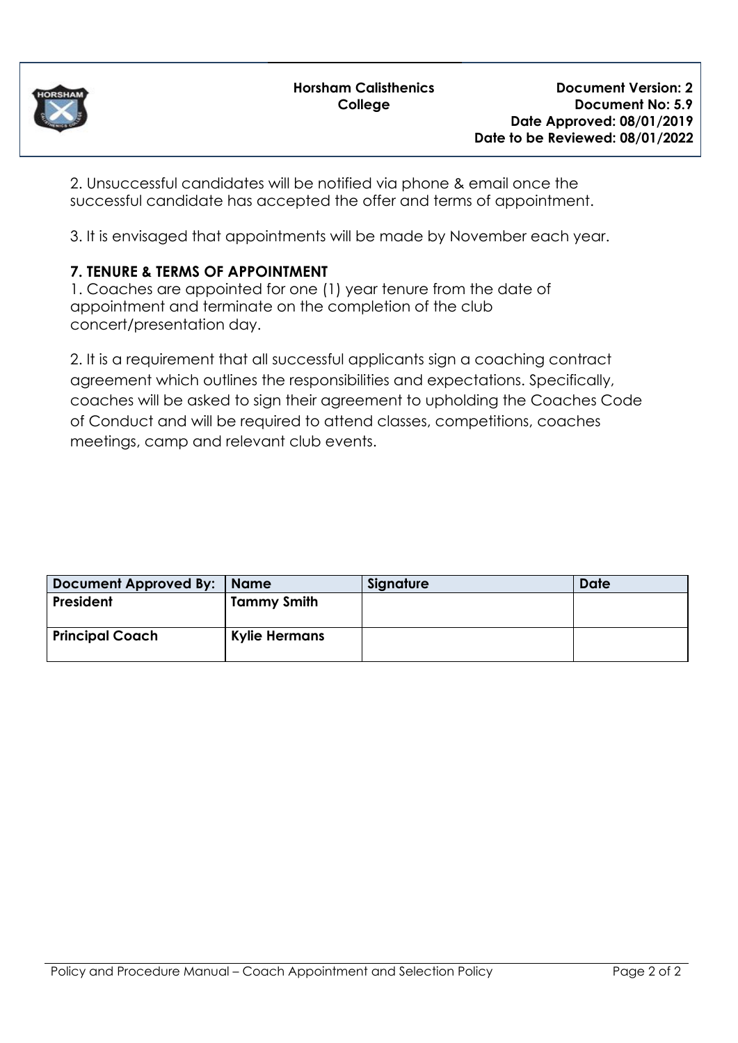2. Unsuccessful candidates will be notified via phone & email once the successful candidate has accepted the offer and terms of appointment.

3. It is envisaged that appointments will be made by November each year.

**7. TENURE & TERMS OF APPOINTMENT**

1. Coaches are appointed for one (1) year tenure from the date of appointment and terminate on the completion of the club concert/presentation day.

2. It is a requirement that all successful applicants sign a coaching contract agreement which outlines the responsibilities and expectations. Specifically, coaches will be asked to sign their agreement to upholding the Coaches Code of Conduct and will be required to attend classes, competitions, coaches meetings, camp and relevant club events.

| Document Approved By: | Name | Signature | Date |
|---|---|---|---|
| President | Tammy Smith | | |
| Principal Coach | Kylie Hermans | | |